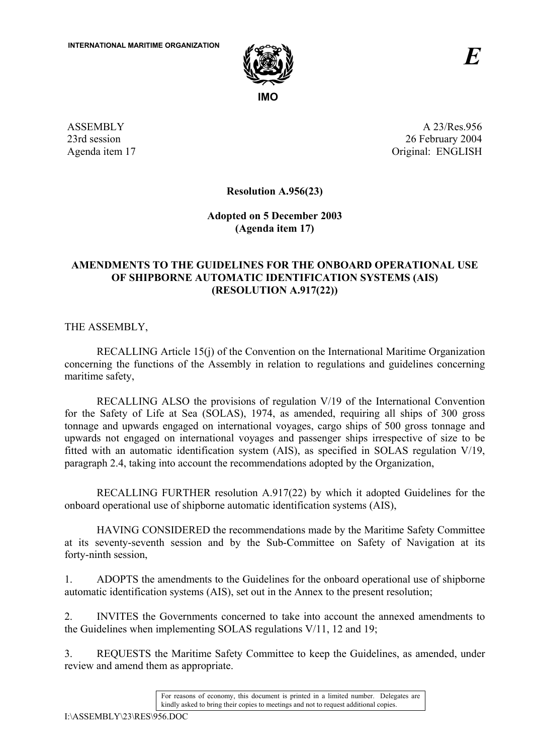INTERNATIONAL MARITIME ORGANIZATION

IMO

*E*

ASSEMBLY
23rd session
Agenda item 17

A 23/Res.956
26 February 2004
Original: ENGLISH

**Resolution A.956(23)**

**Adopted on 5 December 2003**
**(Agenda item 17)**

**AMENDMENTS TO THE GUIDELINES FOR THE ONBOARD OPERATIONAL USE OF SHIPBORNE AUTOMATIC IDENTIFICATION SYSTEMS (AIS) (RESOLUTION A.917(22))**

THE ASSEMBLY,

RECALLING Article 15(j) of the Convention on the International Maritime Organization concerning the functions of the Assembly in relation to regulations and guidelines concerning maritime safety,

RECALLING ALSO the provisions of regulation V/19 of the International Convention for the Safety of Life at Sea (SOLAS), 1974, as amended, requiring all ships of 300 gross tonnage and upwards engaged on international voyages, cargo ships of 500 gross tonnage and upwards not engaged on international voyages and passenger ships irrespective of size to be fitted with an automatic identification system (AIS), as specified in SOLAS regulation V/19, paragraph 2.4, taking into account the recommendations adopted by the Organization,

RECALLING FURTHER resolution A.917(22) by which it adopted Guidelines for the onboard operational use of shipborne automatic identification systems (AIS),

HAVING CONSIDERED the recommendations made by the Maritime Safety Committee at its seventy-seventh session and by the Sub-Committee on Safety of Navigation at its forty-ninth session,

1. ADOPTS the amendments to the Guidelines for the onboard operational use of shipborne automatic identification systems (AIS), set out in the Annex to the present resolution;

2. INVITES the Governments concerned to take into account the annexed amendments to the Guidelines when implementing SOLAS regulations V/11, 12 and 19;

3. REQUESTS the Maritime Safety Committee to keep the Guidelines, as amended, under review and amend them as appropriate.

For reasons of economy, this document is printed in a limited number. Delegates are kindly asked to bring their copies to meetings and not to request additional copies.

I:\ASSEMBLY\23\RES\956.DOC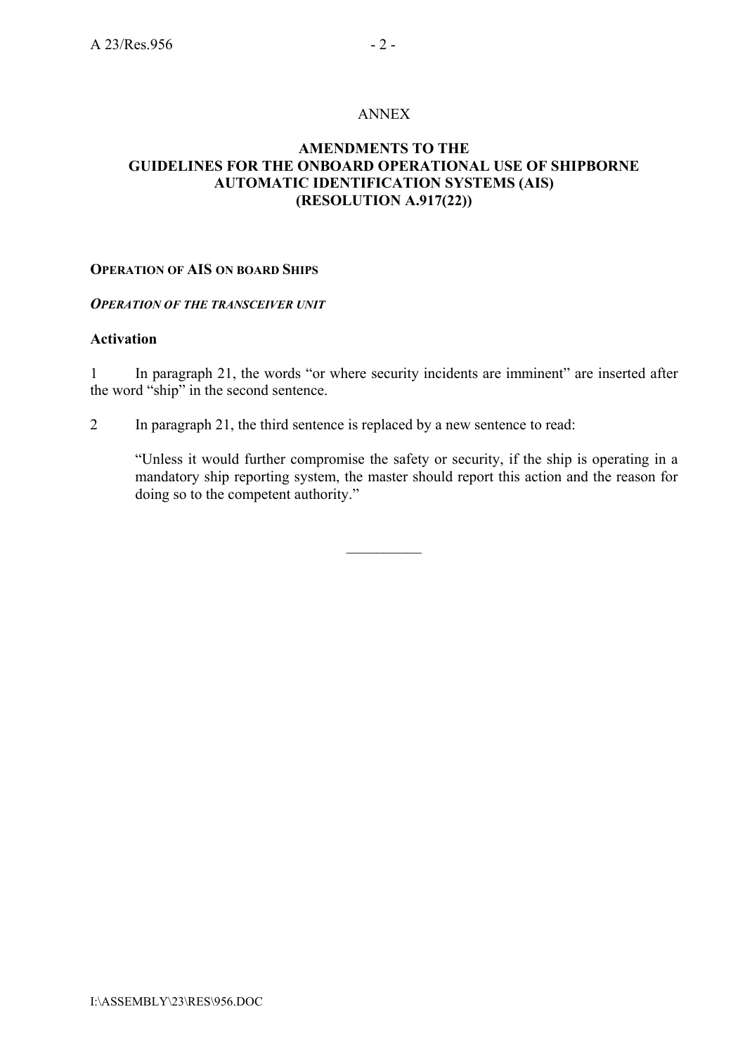ANNEX

## AMENDMENTS TO THE GUIDELINES FOR THE ONBOARD OPERATIONAL USE OF SHIPBORNE AUTOMATIC IDENTIFICATION SYSTEMS (AIS) (RESOLUTION A.917(22))

**OPERATION OF AIS ON BOARD SHIPS**

***OPERATION OF THE TRANSCEIVER UNIT***

**Activation**

1 In paragraph 21, the words "or where security incidents are imminent" are inserted after the word "ship" in the second sentence.

2 In paragraph 21, the third sentence is replaced by a new sentence to read:

> "Unless it would further compromise the safety or security, if the ship is operating in a mandatory ship reporting system, the master should report this action and the reason for doing so to the competent authority."

__________